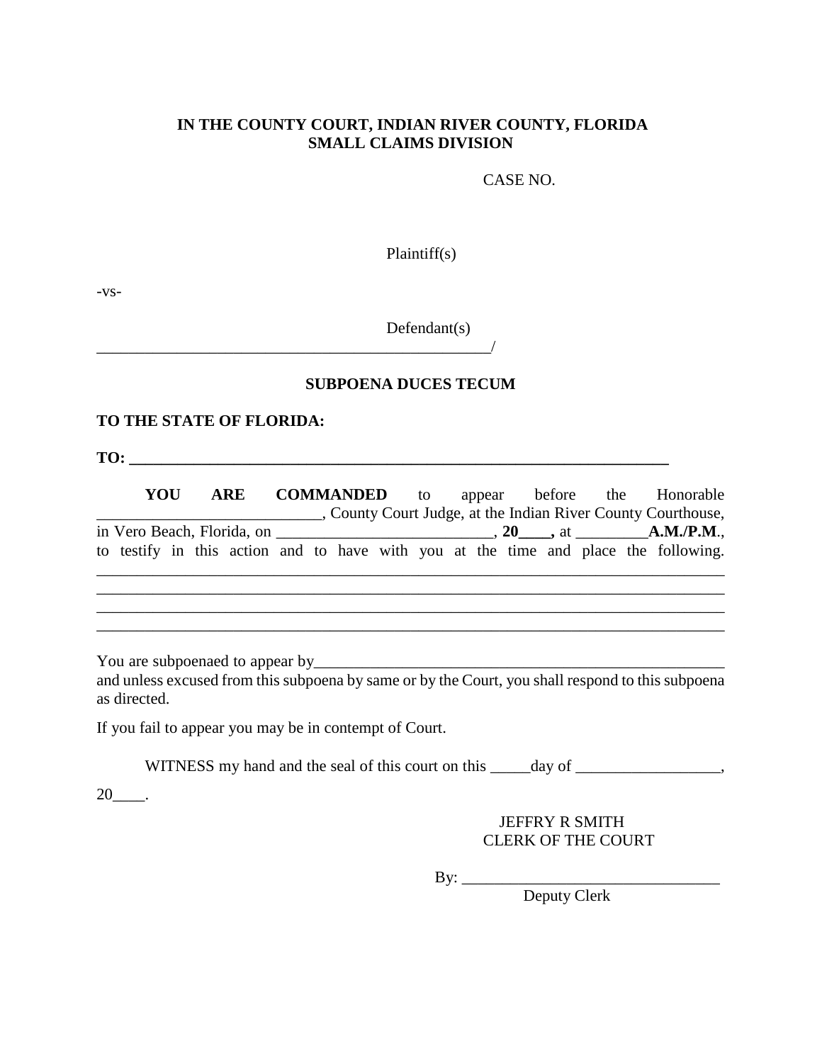**IN THE COUNTY COURT, INDIAN RIVER COUNTY, FLORIDA**
**SMALL CLAIMS DIVISION**

CASE NO.

Plaintiff(s)

-vs-

Defendant(s)
___________________________________________________/

**SUBPOENA DUCES TECUM**

**TO THE STATE OF FLORIDA:**

**TO: ___________________________________________________________________**

**YOU ARE COMMANDED** to appear before the Honorable ____________________________, County Court Judge, at the Indian River County Courthouse, in Vero Beach, Florida, on ___________________________, **20____,** at _________**A.M./P.M.**, to testify in this action and to have with you at the time and place the following.
_______________________________________________________________________________
_______________________________________________________________________________
_______________________________________________________________________________
_______________________________________________________________________________

You are subpoenaed to appear by______________________________________________________ and unless excused from this subpoena by same or by the Court, you shall respond to this subpoena as directed.

If you fail to appear you may be in contempt of Court.

WITNESS my hand and the seal of this court on this _____day of __________________, 20____.

JEFFRY R SMITH
CLERK OF THE COURT

By: ________________________________
Deputy Clerk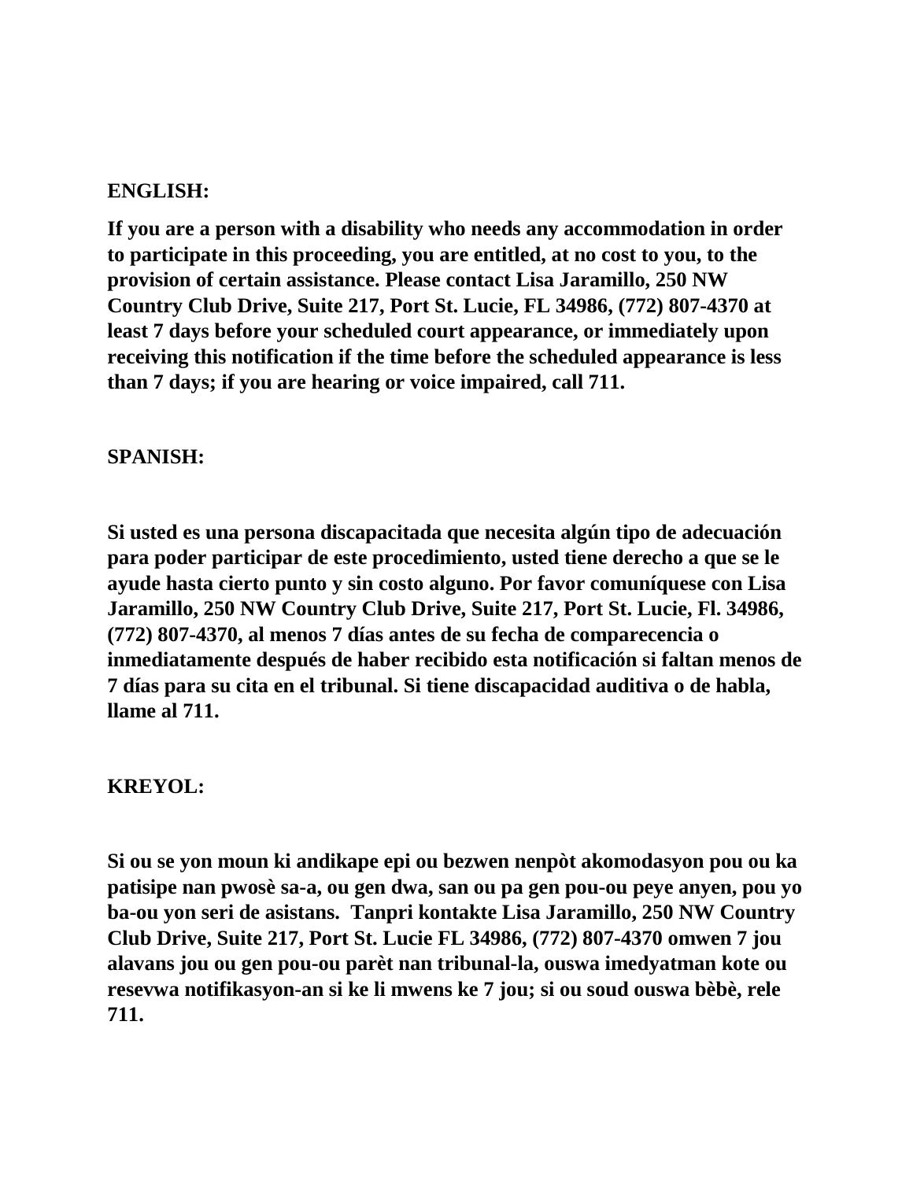**ENGLISH:**

**If you are a person with a disability who needs any accommodation in order to participate in this proceeding, you are entitled, at no cost to you, to the provision of certain assistance. Please contact Lisa Jaramillo, 250 NW Country Club Drive, Suite 217, Port St. Lucie, FL 34986, (772) 807-4370 at least 7 days before your scheduled court appearance, or immediately upon receiving this notification if the time before the scheduled appearance is less than 7 days; if you are hearing or voice impaired, call 711.**

**SPANISH:**

**Si usted es una persona discapacitada que necesita algún tipo de adecuación para poder participar de este procedimiento, usted tiene derecho a que se le ayude hasta cierto punto y sin costo alguno. Por favor comuníquese con Lisa Jaramillo, 250 NW Country Club Drive, Suite 217, Port St. Lucie, Fl. 34986, (772) 807-4370, al menos 7 días antes de su fecha de comparecencia o inmediatamente después de haber recibido esta notificación si faltan menos de 7 días para su cita en el tribunal. Si tiene discapacidad auditiva o de habla, llame al 711.**

**KREYOL:**

**Si ou se yon moun ki andikape epi ou bezwen nenpòt akomodasyon pou ou ka patisipe nan pwosè sa-a, ou gen dwa, san ou pa gen pou-ou peye anyen, pou yo ba-ou yon seri de asistans. Tanpri kontakte Lisa Jaramillo, 250 NW Country Club Drive, Suite 217, Port St. Lucie FL 34986, (772) 807-4370 omwen 7 jou alavans jou ou gen pou-ou parèt nan tribunal-la, ouswa imedyatman kote ou resevwa notifikasyon-an si ke li mwens ke 7 jou; si ou soud ouswa bèbè, rele 711.**